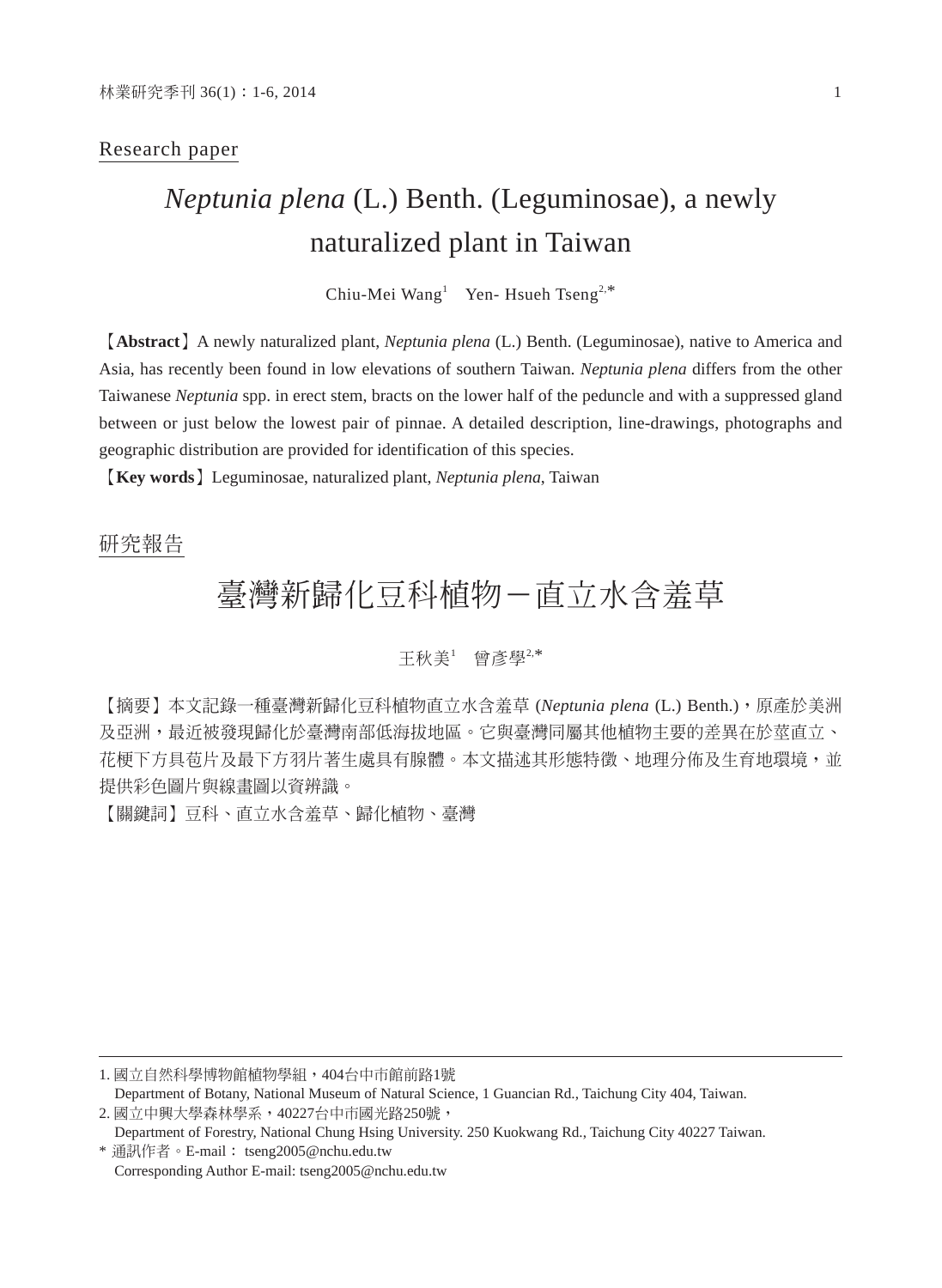Research paper

# *Neptunia plena* (L.) Benth. (Leguminosae), a newly naturalized plant in Taiwan

Chiu-Mei Wang[1]　Yen- Hsueh Tseng[2,*]

【**Abstract**】A newly naturalized plant, *Neptunia plena* (L.) Benth. (Leguminosae), native to America and Asia, has recently been found in low elevations of southern Taiwan. *Neptunia plena* differs from the other Taiwanese *Neptunia* spp. in erect stem, bracts on the lower half of the peduncle and with a suppressed gland between or just below the lowest pair of pinnae. A detailed description, line-drawings, photographs and geographic distribution are provided for identification of this species.

【**Key words**】Leguminosae, naturalized plant, *Neptunia plena*, Taiwan

研究報告

# 臺灣新歸化豆科植物－直立水含羞草

王秋美[1]　曾彥學[2,*]

【摘要】本文記錄一種臺灣新歸化豆科植物直立水含羞草 (*Neptunia plena* (L.) Benth.)，原產於美洲及亞洲，最近被發現歸化於臺灣南部低海拔地區。它與臺灣同屬其他植物主要的差異在於莖直立、花梗下方具苞片及最下方羽片著生處具有腺體。本文描述其形態特徵、地理分佈及生育地環境，並提供彩色圖片與線畫圖以資辨識。

【關鍵詞】豆科、直立水含羞草、歸化植物、臺灣

---

1. 國立自然科學博物館植物學組，404台中市館前路1號
 Department of Botany, National Museum of Natural Science, 1 Guancian Rd., Taichung City 404, Taiwan.
2. 國立中興大學森林學系，40227台中市國光路250號，
 Department of Forestry, National Chung Hsing University. 250 Kuokwang Rd., Taichung City 40227 Taiwan.

\* 通訊作者。E-mail： tseng2005@nchu.edu.tw
 Corresponding Author E-mail: tseng2005@nchu.edu.tw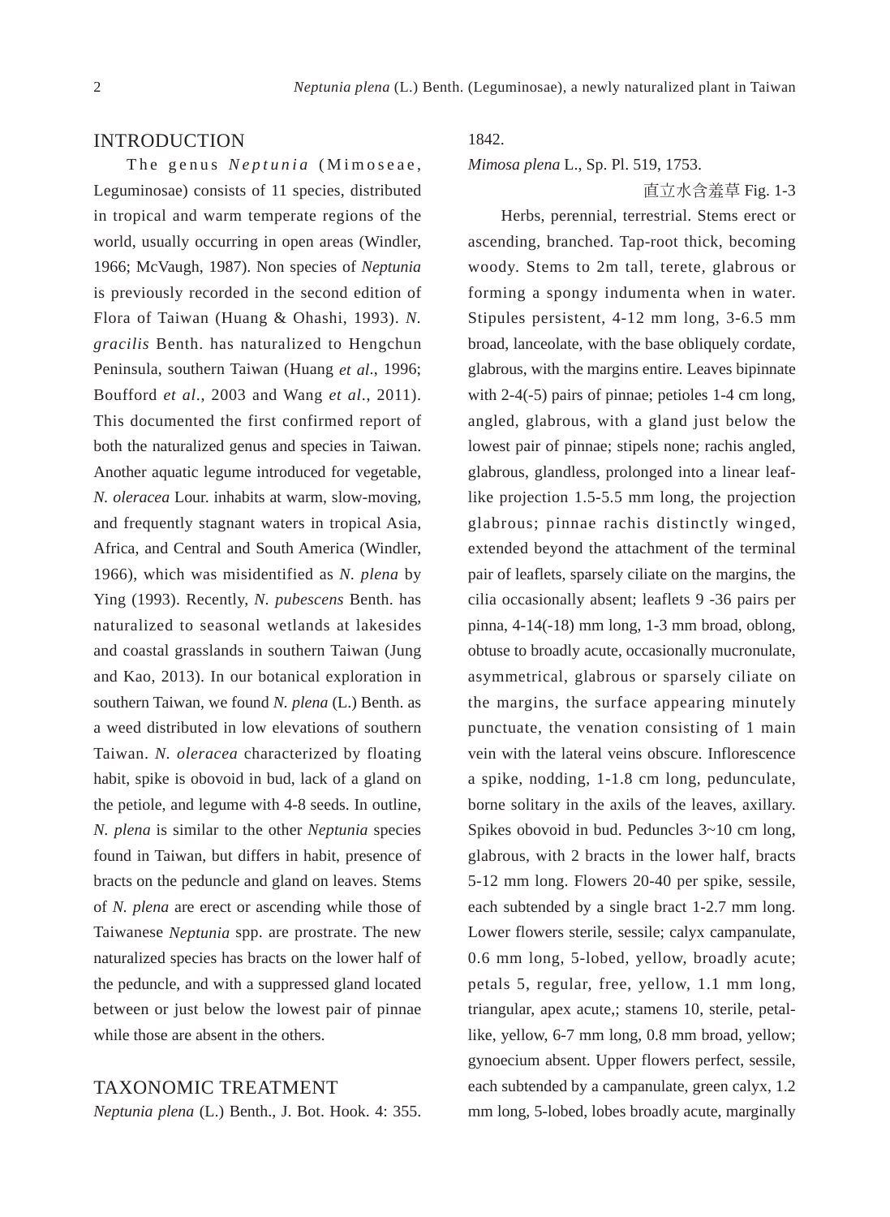## INTRODUCTION

The genus *Neptunia* (Mimoseae, Leguminosae) consists of 11 species, distributed in tropical and warm temperate regions of the world, usually occurring in open areas (Windler, 1966; McVaugh, 1987). Non species of *Neptunia* is previously recorded in the second edition of Flora of Taiwan (Huang & Ohashi, 1993). *N. gracilis* Benth. has naturalized to Hengchun Peninsula, southern Taiwan (Huang *et al*., 1996; Boufford *et al*., 2003 and Wang *et al*., 2011). This documented the first confirmed report of both the naturalized genus and species in Taiwan. Another aquatic legume introduced for vegetable, *N. oleracea* Lour. inhabits at warm, slow-moving, and frequently stagnant waters in tropical Asia, Africa, and Central and South America (Windler, 1966), which was misidentified as *N. plena* by Ying (1993). Recently, *N. pubescens* Benth. has naturalized to seasonal wetlands at lakesides and coastal grasslands in southern Taiwan (Jung and Kao, 2013). In our botanical exploration in southern Taiwan, we found *N. plena* (L.) Benth. as a weed distributed in low elevations of southern Taiwan. *N. oleracea* characterized by floating habit, spike is obovoid in bud, lack of a gland on the petiole, and legume with 4-8 seeds. In outline, *N. plena* is similar to the other *Neptunia* species found in Taiwan, but differs in habit, presence of bracts on the peduncle and gland on leaves. Stems of *N. plena* are erect or ascending while those of Taiwanese *Neptunia* spp. are prostrate. The new naturalized species has bracts on the lower half of the peduncle, and with a suppressed gland located between or just below the lowest pair of pinnae while those are absent in the others.

## TAXONOMIC TREATMENT

*Neptunia plena* (L.) Benth., J. Bot. Hook. 4: 355. 1842.

*Mimosa plena* L., Sp. Pl. 519, 1753.

直立水含羞草 Fig. 1-3

Herbs, perennial, terrestrial. Stems erect or ascending, branched. Tap-root thick, becoming woody. Stems to 2m tall, terete, glabrous or forming a spongy indumenta when in water. Stipules persistent, 4-12 mm long, 3-6.5 mm broad, lanceolate, with the base obliquely cordate, glabrous, with the margins entire. Leaves bipinnate with 2-4(-5) pairs of pinnae; petioles 1-4 cm long, angled, glabrous, with a gland just below the lowest pair of pinnae; stipels none; rachis angled, glabrous, glandless, prolonged into a linear leaf-like projection 1.5-5.5 mm long, the projection glabrous; pinnae rachis distinctly winged, extended beyond the attachment of the terminal pair of leaflets, sparsely ciliate on the margins, the cilia occasionally absent; leaflets 9 -36 pairs per pinna, 4-14(-18) mm long, 1-3 mm broad, oblong, obtuse to broadly acute, occasionally mucronulate, asymmetrical, glabrous or sparsely ciliate on the margins, the surface appearing minutely punctuate, the venation consisting of 1 main vein with the lateral veins obscure. Inflorescence a spike, nodding, 1-1.8 cm long, pedunculate, borne solitary in the axils of the leaves, axillary. Spikes obovoid in bud. Peduncles 3~10 cm long, glabrous, with 2 bracts in the lower half, bracts 5-12 mm long. Flowers 20-40 per spike, sessile, each subtended by a single bract 1-2.7 mm long. Lower flowers sterile, sessile; calyx campanulate, 0.6 mm long, 5-lobed, yellow, broadly acute; petals 5, regular, free, yellow, 1.1 mm long, triangular, apex acute,; stamens 10, sterile, petal-like, yellow, 6-7 mm long, 0.8 mm broad, yellow; gynoecium absent. Upper flowers perfect, sessile, each subtended by a campanulate, green calyx, 1.2 mm long, 5-lobed, lobes broadly acute, marginally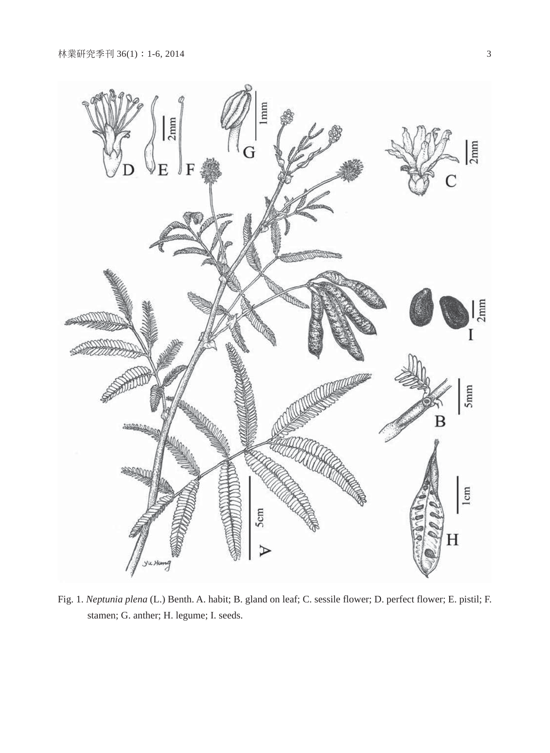Fig. 1. *Neptunia plena* (L.) Benth. A. habit; B. gland on leaf; C. sessile flower; D. perfect flower; E. pistil; F. stamen; G. anther; H. legume; I. seeds.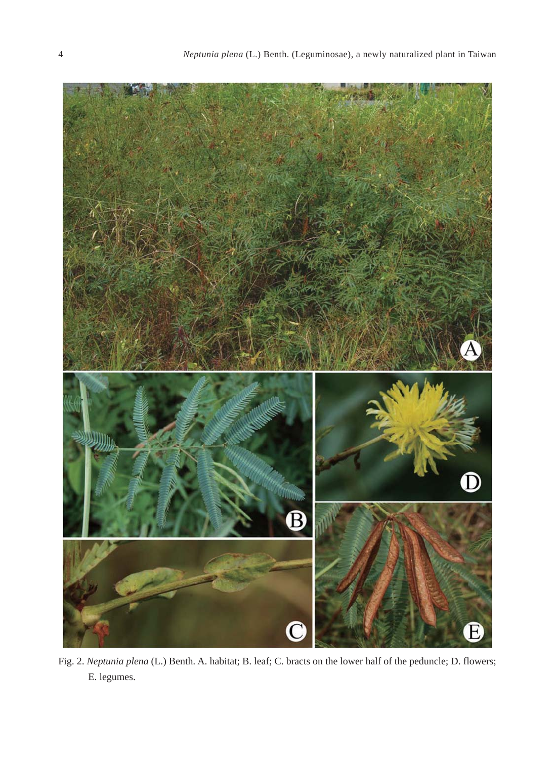Fig. 2. *Neptunia plena* (L.) Benth. A. habitat; B. leaf; C. bracts on the lower half of the peduncle; D. flowers; E. legumes.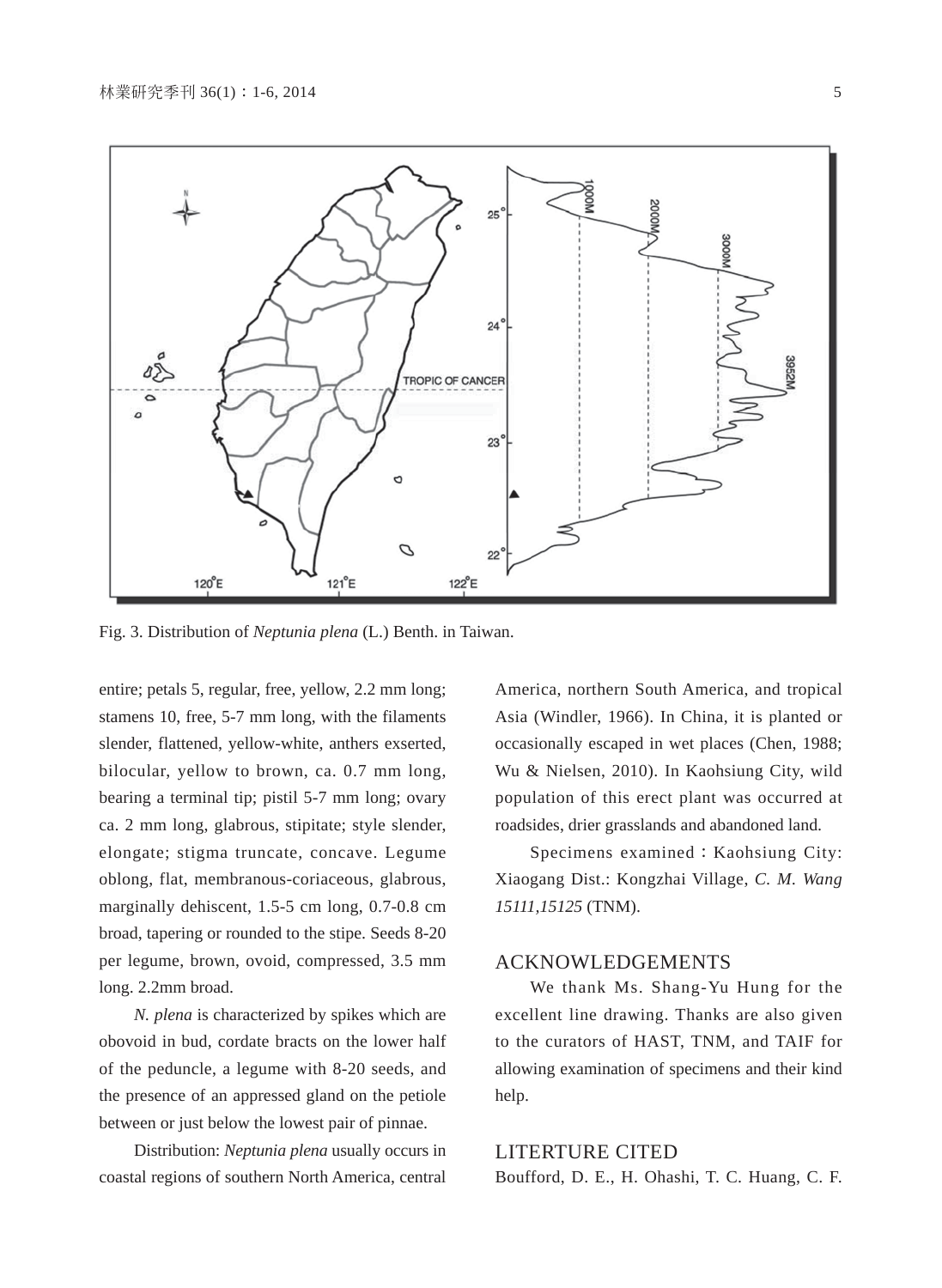Fig. 3. Distribution of *Neptunia plena* (L.) Benth. in Taiwan.

entire; petals 5, regular, free, yellow, 2.2 mm long; stamens 10, free, 5-7 mm long, with the filaments slender, flattened, yellow-white, anthers exserted, bilocular, yellow to brown, ca. 0.7 mm long, bearing a terminal tip; pistil 5-7 mm long; ovary ca. 2 mm long, glabrous, stipitate; style slender, elongate; stigma truncate, concave. Legume oblong, flat, membranous-coriaceous, glabrous, marginally dehiscent, 1.5-5 cm long, 0.7-0.8 cm broad, tapering or rounded to the stipe. Seeds 8-20 per legume, brown, ovoid, compressed, 3.5 mm long. 2.2mm broad.

*N. plena* is characterized by spikes which are obovoid in bud, cordate bracts on the lower half of the peduncle, a legume with 8-20 seeds, and the presence of an appressed gland on the petiole between or just below the lowest pair of pinnae.

Distribution: *Neptunia plena* usually occurs in coastal regions of southern North America, central America, northern South America, and tropical Asia (Windler, 1966). In China, it is planted or occasionally escaped in wet places (Chen, 1988; Wu & Nielsen, 2010). In Kaohsiung City, wild population of this erect plant was occurred at roadsides, drier grasslands and abandoned land.

Specimens examined：Kaohsiung City: Xiaogang Dist.: Kongzhai Village, *C. M. Wang 15111,15125* (TNM).

## ACKNOWLEDGEMENTS

We thank Ms. Shang-Yu Hung for the excellent line drawing. Thanks are also given to the curators of HAST, TNM, and TAIF for allowing examination of specimens and their kind help.

## LITERTURE CITED

Boufford, D. E., H. Ohashi, T. C. Huang, C. F.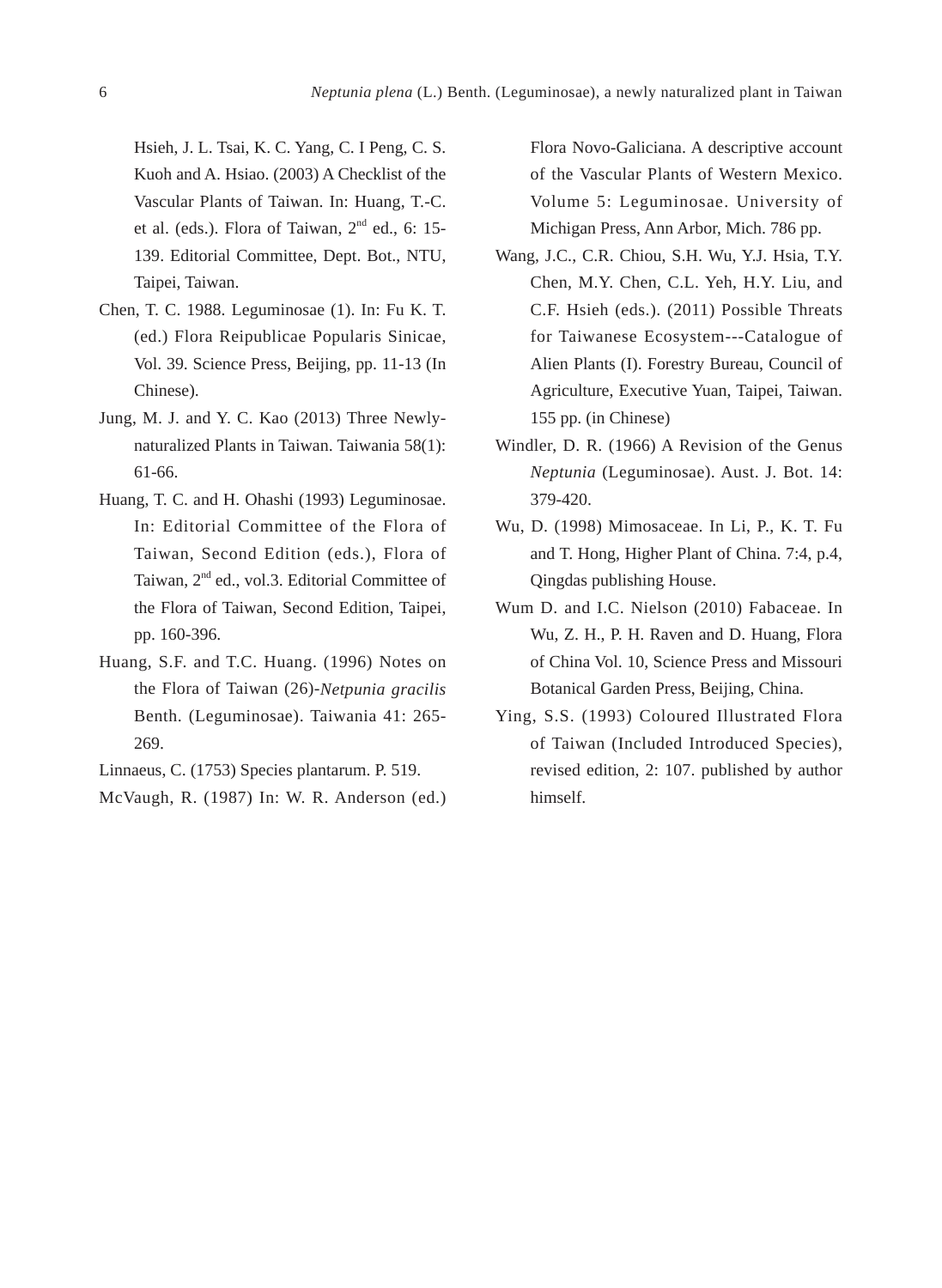Hsieh, J. L. Tsai, K. C. Yang, C. I Peng, C. S. Kuoh and A. Hsiao. (2003) A Checklist of the Vascular Plants of Taiwan. In: Huang, T.-C. et al. (eds.). Flora of Taiwan, 2nd ed., 6: 15-139. Editorial Committee, Dept. Bot., NTU, Taipei, Taiwan.

Chen, T. C. 1988. Leguminosae (1). In: Fu K. T. (ed.) Flora Reipublicae Popularis Sinicae, Vol. 39. Science Press, Beijing, pp. 11-13 (In Chinese).

Jung, M. J. and Y. C. Kao (2013) Three Newly-naturalized Plants in Taiwan. Taiwania 58(1): 61-66.

Huang, T. C. and H. Ohashi (1993) Leguminosae. In: Editorial Committee of the Flora of Taiwan, Second Edition (eds.), Flora of Taiwan, 2nd ed., vol.3. Editorial Committee of the Flora of Taiwan, Second Edition, Taipei, pp. 160-396.

Huang, S.F. and T.C. Huang. (1996) Notes on the Flora of Taiwan (26)-*Netpunia gracilis* Benth. (Leguminosae). Taiwania 41: 265-269.

Linnaeus, C. (1753) Species plantarum. P. 519.

McVaugh, R. (1987) In: W. R. Anderson (ed.) Flora Novo-Galiciana. A descriptive account of the Vascular Plants of Western Mexico. Volume 5: Leguminosae. University of Michigan Press, Ann Arbor, Mich. 786 pp.

Wang, J.C., C.R. Chiou, S.H. Wu, Y.J. Hsia, T.Y. Chen, M.Y. Chen, C.L. Yeh, H.Y. Liu, and C.F. Hsieh (eds.). (2011) Possible Threats for Taiwanese Ecosystem---Catalogue of Alien Plants (I). Forestry Bureau, Council of Agriculture, Executive Yuan, Taipei, Taiwan. 155 pp. (in Chinese)

Windler, D. R. (1966) A Revision of the Genus *Neptunia* (Leguminosae). Aust. J. Bot. 14: 379-420.

Wu, D. (1998) Mimosaceae. In Li, P., K. T. Fu and T. Hong, Higher Plant of China. 7:4, p.4, Qingdas publishing House.

Wum D. and I.C. Nielson (2010) Fabaceae. In Wu, Z. H., P. H. Raven and D. Huang, Flora of China Vol. 10, Science Press and Missouri Botanical Garden Press, Beijing, China.

Ying, S.S. (1993) Coloured Illustrated Flora of Taiwan (Included Introduced Species), revised edition, 2: 107. published by author himself.